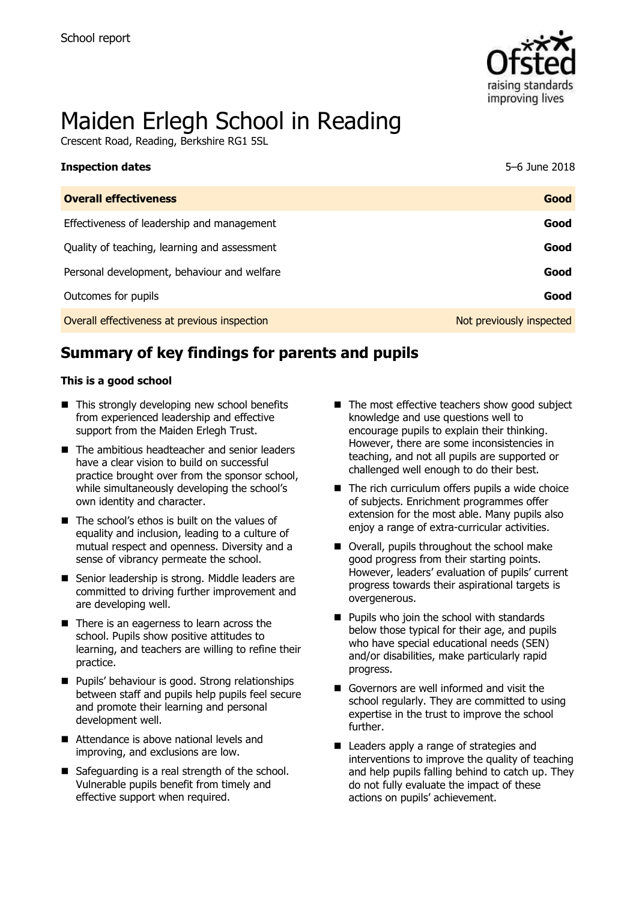School report

# Maiden Erlegh School in Reading

Crescent Road, Reading, Berkshire RG1 5SL

| **Inspection dates** | 5–6 June 2018 |
| --- | --- |
| **Overall effectiveness** | **Good** |
| Effectiveness of leadership and management | **Good** |
| Quality of teaching, learning and assessment | **Good** |
| Personal development, behaviour and welfare | **Good** |
| Outcomes for pupils | **Good** |
| Overall effectiveness at previous inspection | Not previously inspected |

## Summary of key findings for parents and pupils

**This is a good school**

- This strongly developing new school benefits from experienced leadership and effective support from the Maiden Erlegh Trust.
- The ambitious headteacher and senior leaders have a clear vision to build on successful practice brought over from the sponsor school, while simultaneously developing the school's own identity and character.
- The school's ethos is built on the values of equality and inclusion, leading to a culture of mutual respect and openness. Diversity and a sense of vibrancy permeate the school.
- Senior leadership is strong. Middle leaders are committed to driving further improvement and are developing well.
- There is an eagerness to learn across the school. Pupils show positive attitudes to learning, and teachers are willing to refine their practice.
- Pupils' behaviour is good. Strong relationships between staff and pupils help pupils feel secure and promote their learning and personal development well.
- Attendance is above national levels and improving, and exclusions are low.
- Safeguarding is a real strength of the school. Vulnerable pupils benefit from timely and effective support when required.
- The most effective teachers show good subject knowledge and use questions well to encourage pupils to explain their thinking. However, there are some inconsistencies in teaching, and not all pupils are supported or challenged well enough to do their best.
- The rich curriculum offers pupils a wide choice of subjects. Enrichment programmes offer extension for the most able. Many pupils also enjoy a range of extra-curricular activities.
- Overall, pupils throughout the school make good progress from their starting points. However, leaders' evaluation of pupils' current progress towards their aspirational targets is overgenerous.
- Pupils who join the school with standards below those typical for their age, and pupils who have special educational needs (SEN) and/or disabilities, make particularly rapid progress.
- Governors are well informed and visit the school regularly. They are committed to using expertise in the trust to improve the school further.
- Leaders apply a range of strategies and interventions to improve the quality of teaching and help pupils falling behind to catch up. They do not fully evaluate the impact of these actions on pupils' achievement.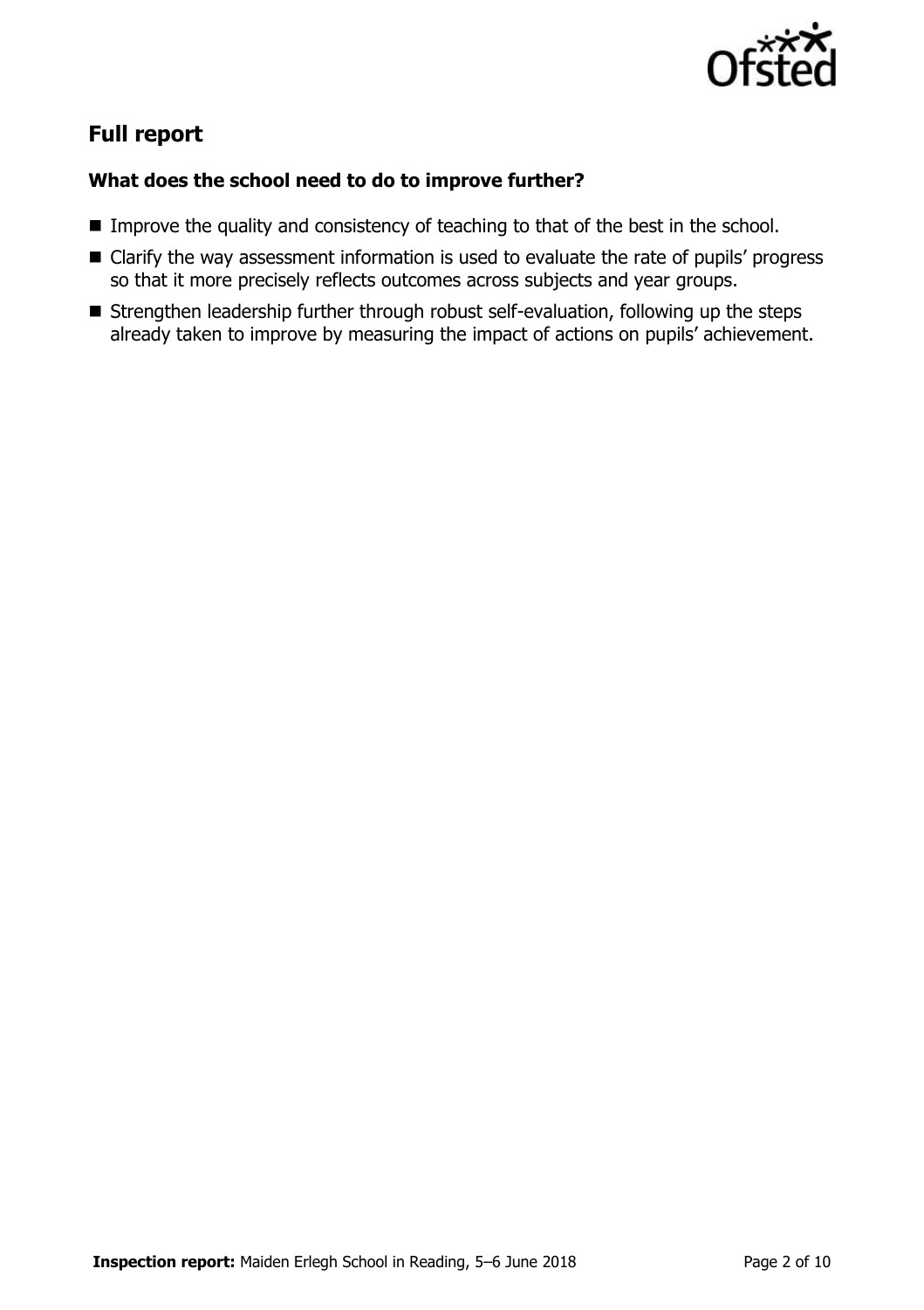## Full report

### What does the school need to do to improve further?

- Improve the quality and consistency of teaching to that of the best in the school.
- Clarify the way assessment information is used to evaluate the rate of pupils' progress so that it more precisely reflects outcomes across subjects and year groups.
- Strengthen leadership further through robust self-evaluation, following up the steps already taken to improve by measuring the impact of actions on pupils' achievement.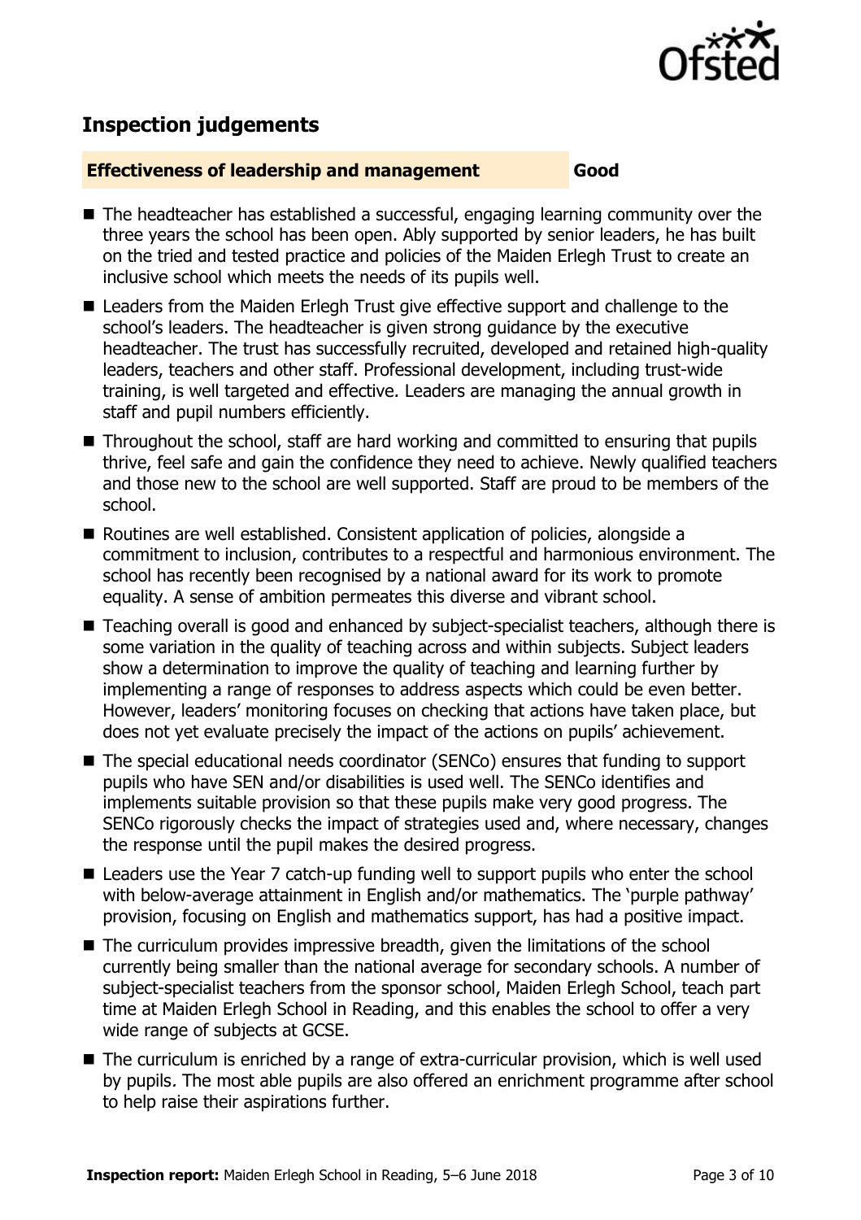## Inspection judgements

**Effectiveness of leadership and management** **Good**

- The headteacher has established a successful, engaging learning community over the three years the school has been open. Ably supported by senior leaders, he has built on the tried and tested practice and policies of the Maiden Erlegh Trust to create an inclusive school which meets the needs of its pupils well.
- Leaders from the Maiden Erlegh Trust give effective support and challenge to the school's leaders. The headteacher is given strong guidance by the executive headteacher. The trust has successfully recruited, developed and retained high-quality leaders, teachers and other staff. Professional development, including trust-wide training, is well targeted and effective. Leaders are managing the annual growth in staff and pupil numbers efficiently.
- Throughout the school, staff are hard working and committed to ensuring that pupils thrive, feel safe and gain the confidence they need to achieve. Newly qualified teachers and those new to the school are well supported. Staff are proud to be members of the school.
- Routines are well established. Consistent application of policies, alongside a commitment to inclusion, contributes to a respectful and harmonious environment. The school has recently been recognised by a national award for its work to promote equality. A sense of ambition permeates this diverse and vibrant school.
- Teaching overall is good and enhanced by subject-specialist teachers, although there is some variation in the quality of teaching across and within subjects. Subject leaders show a determination to improve the quality of teaching and learning further by implementing a range of responses to address aspects which could be even better. However, leaders' monitoring focuses on checking that actions have taken place, but does not yet evaluate precisely the impact of the actions on pupils' achievement.
- The special educational needs coordinator (SENCo) ensures that funding to support pupils who have SEN and/or disabilities is used well. The SENCo identifies and implements suitable provision so that these pupils make very good progress. The SENCo rigorously checks the impact of strategies used and, where necessary, changes the response until the pupil makes the desired progress.
- Leaders use the Year 7 catch-up funding well to support pupils who enter the school with below-average attainment in English and/or mathematics. The 'purple pathway' provision, focusing on English and mathematics support, has had a positive impact.
- The curriculum provides impressive breadth, given the limitations of the school currently being smaller than the national average for secondary schools. A number of subject-specialist teachers from the sponsor school, Maiden Erlegh School, teach part time at Maiden Erlegh School in Reading, and this enables the school to offer a very wide range of subjects at GCSE.
- The curriculum is enriched by a range of extra-curricular provision, which is well used by pupils. The most able pupils are also offered an enrichment programme after school to help raise their aspirations further.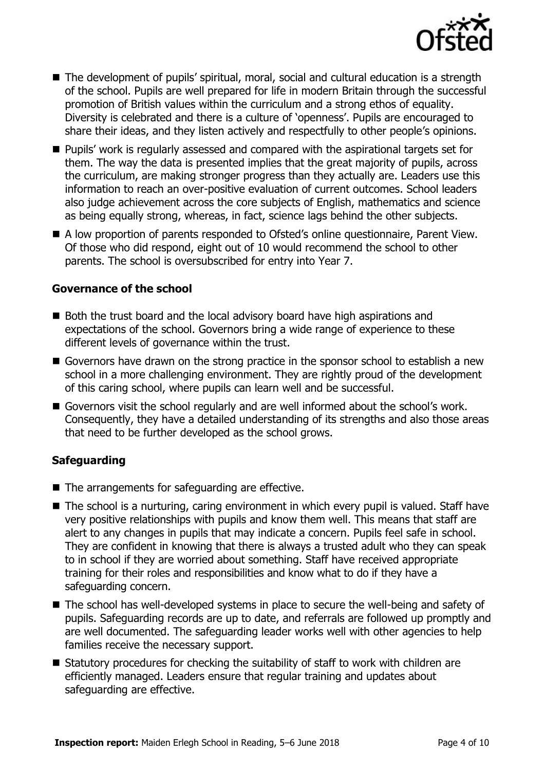- The development of pupils' spiritual, moral, social and cultural education is a strength of the school. Pupils are well prepared for life in modern Britain through the successful promotion of British values within the curriculum and a strong ethos of equality. Diversity is celebrated and there is a culture of 'openness'. Pupils are encouraged to share their ideas, and they listen actively and respectfully to other people's opinions.
- Pupils' work is regularly assessed and compared with the aspirational targets set for them. The way the data is presented implies that the great majority of pupils, across the curriculum, are making stronger progress than they actually are. Leaders use this information to reach an over-positive evaluation of current outcomes. School leaders also judge achievement across the core subjects of English, mathematics and science as being equally strong, whereas, in fact, science lags behind the other subjects.
- A low proportion of parents responded to Ofsted's online questionnaire, Parent View. Of those who did respond, eight out of 10 would recommend the school to other parents. The school is oversubscribed for entry into Year 7.

### Governance of the school

- Both the trust board and the local advisory board have high aspirations and expectations of the school. Governors bring a wide range of experience to these different levels of governance within the trust.
- Governors have drawn on the strong practice in the sponsor school to establish a new school in a more challenging environment. They are rightly proud of the development of this caring school, where pupils can learn well and be successful.
- Governors visit the school regularly and are well informed about the school's work. Consequently, they have a detailed understanding of its strengths and also those areas that need to be further developed as the school grows.

### Safeguarding

- The arrangements for safeguarding are effective.
- The school is a nurturing, caring environment in which every pupil is valued. Staff have very positive relationships with pupils and know them well. This means that staff are alert to any changes in pupils that may indicate a concern. Pupils feel safe in school. They are confident in knowing that there is always a trusted adult who they can speak to in school if they are worried about something. Staff have received appropriate training for their roles and responsibilities and know what to do if they have a safeguarding concern.
- The school has well-developed systems in place to secure the well-being and safety of pupils. Safeguarding records are up to date, and referrals are followed up promptly and are well documented. The safeguarding leader works well with other agencies to help families receive the necessary support.
- Statutory procedures for checking the suitability of staff to work with children are efficiently managed. Leaders ensure that regular training and updates about safeguarding are effective.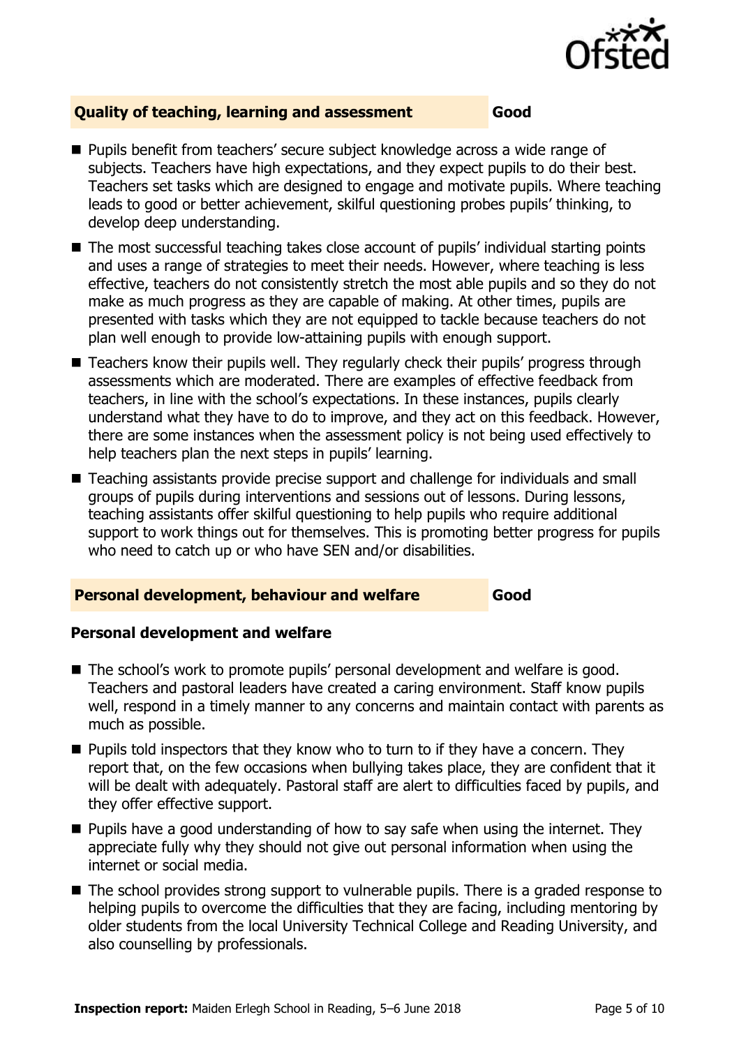## Quality of teaching, learning and assessment — Good

- Pupils benefit from teachers' secure subject knowledge across a wide range of subjects. Teachers have high expectations, and they expect pupils to do their best. Teachers set tasks which are designed to engage and motivate pupils. Where teaching leads to good or better achievement, skilful questioning probes pupils' thinking, to develop deep understanding.
- The most successful teaching takes close account of pupils' individual starting points and uses a range of strategies to meet their needs. However, where teaching is less effective, teachers do not consistently stretch the most able pupils and so they do not make as much progress as they are capable of making. At other times, pupils are presented with tasks which they are not equipped to tackle because teachers do not plan well enough to provide low-attaining pupils with enough support.
- Teachers know their pupils well. They regularly check their pupils' progress through assessments which are moderated. There are examples of effective feedback from teachers, in line with the school's expectations. In these instances, pupils clearly understand what they have to do to improve, and they act on this feedback. However, there are some instances when the assessment policy is not being used effectively to help teachers plan the next steps in pupils' learning.
- Teaching assistants provide precise support and challenge for individuals and small groups of pupils during interventions and sessions out of lessons. During lessons, teaching assistants offer skilful questioning to help pupils who require additional support to work things out for themselves. This is promoting better progress for pupils who need to catch up or who have SEN and/or disabilities.

## Personal development, behaviour and welfare — Good

### Personal development and welfare

- The school's work to promote pupils' personal development and welfare is good. Teachers and pastoral leaders have created a caring environment. Staff know pupils well, respond in a timely manner to any concerns and maintain contact with parents as much as possible.
- Pupils told inspectors that they know who to turn to if they have a concern. They report that, on the few occasions when bullying takes place, they are confident that it will be dealt with adequately. Pastoral staff are alert to difficulties faced by pupils, and they offer effective support.
- Pupils have a good understanding of how to say safe when using the internet. They appreciate fully why they should not give out personal information when using the internet or social media.
- The school provides strong support to vulnerable pupils. There is a graded response to helping pupils to overcome the difficulties that they are facing, including mentoring by older students from the local University Technical College and Reading University, and also counselling by professionals.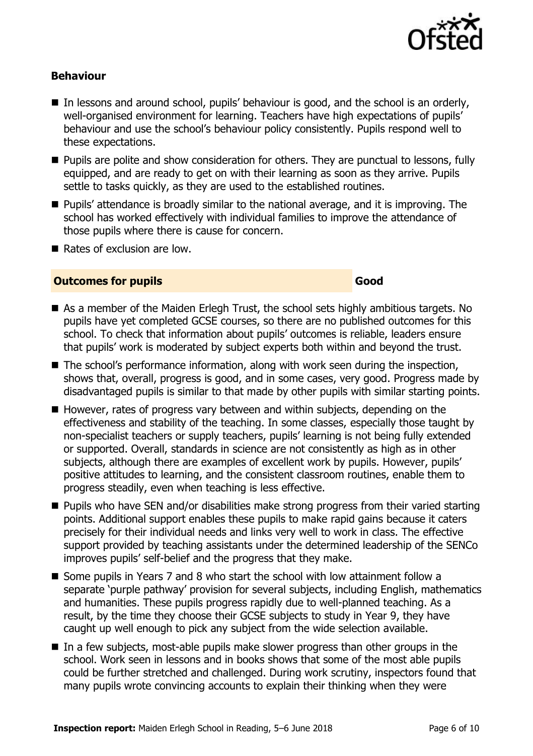### Behaviour

- In lessons and around school, pupils' behaviour is good, and the school is an orderly, well-organised environment for learning. Teachers have high expectations of pupils' behaviour and use the school's behaviour policy consistently. Pupils respond well to these expectations.
- Pupils are polite and show consideration for others. They are punctual to lessons, fully equipped, and are ready to get on with their learning as soon as they arrive. Pupils settle to tasks quickly, as they are used to the established routines.
- Pupils' attendance is broadly similar to the national average, and it is improving. The school has worked effectively with individual families to improve the attendance of those pupils where there is cause for concern.
- Rates of exclusion are low.

| **Outcomes for pupils** | **Good** |
|---|---|

- As a member of the Maiden Erlegh Trust, the school sets highly ambitious targets. No pupils have yet completed GCSE courses, so there are no published outcomes for this school. To check that information about pupils' outcomes is reliable, leaders ensure that pupils' work is moderated by subject experts both within and beyond the trust.
- The school's performance information, along with work seen during the inspection, shows that, overall, progress is good, and in some cases, very good. Progress made by disadvantaged pupils is similar to that made by other pupils with similar starting points.
- However, rates of progress vary between and within subjects, depending on the effectiveness and stability of the teaching. In some classes, especially those taught by non-specialist teachers or supply teachers, pupils' learning is not being fully extended or supported. Overall, standards in science are not consistently as high as in other subjects, although there are examples of excellent work by pupils. However, pupils' positive attitudes to learning, and the consistent classroom routines, enable them to progress steadily, even when teaching is less effective.
- Pupils who have SEN and/or disabilities make strong progress from their varied starting points. Additional support enables these pupils to make rapid gains because it caters precisely for their individual needs and links very well to work in class. The effective support provided by teaching assistants under the determined leadership of the SENCo improves pupils' self-belief and the progress that they make.
- Some pupils in Years 7 and 8 who start the school with low attainment follow a separate 'purple pathway' provision for several subjects, including English, mathematics and humanities. These pupils progress rapidly due to well-planned teaching. As a result, by the time they choose their GCSE subjects to study in Year 9, they have caught up well enough to pick any subject from the wide selection available.
- In a few subjects, most-able pupils make slower progress than other groups in the school. Work seen in lessons and in books shows that some of the most able pupils could be further stretched and challenged. During work scrutiny, inspectors found that many pupils wrote convincing accounts to explain their thinking when they were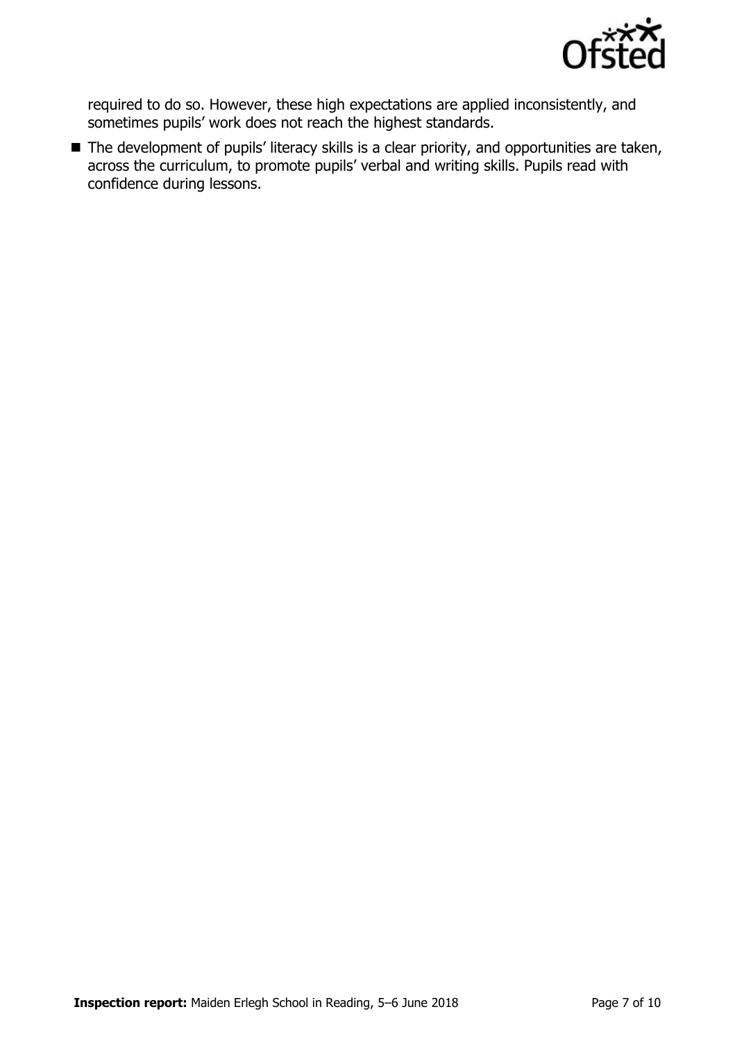required to do so. However, these high expectations are applied inconsistently, and sometimes pupils' work does not reach the highest standards.

- The development of pupils' literacy skills is a clear priority, and opportunities are taken, across the curriculum, to promote pupils' verbal and writing skills. Pupils read with confidence during lessons.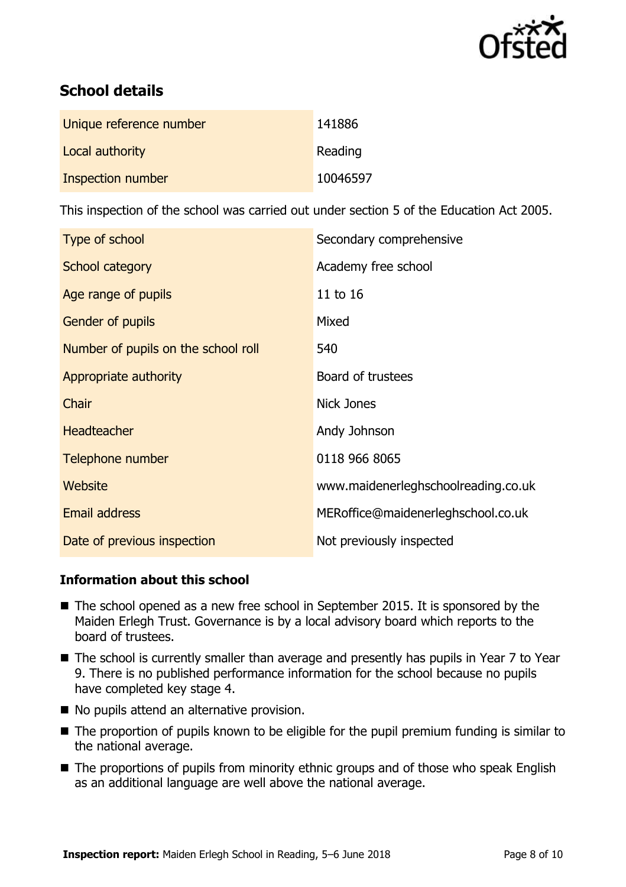## School details

| | |
|---|---|
| Unique reference number | 141886 |
| Local authority | Reading |
| Inspection number | 10046597 |

This inspection of the school was carried out under section 5 of the Education Act 2005.

| | |
|---|---|
| Type of school | Secondary comprehensive |
| School category | Academy free school |
| Age range of pupils | 11 to 16 |
| Gender of pupils | Mixed |
| Number of pupils on the school roll | 540 |
| Appropriate authority | Board of trustees |
| Chair | Nick Jones |
| Headteacher | Andy Johnson |
| Telephone number | 0118 966 8065 |
| Website | www.maidenerleghschoolreading.co.uk |
| Email address | MERoffice@maidenerleghschool.co.uk |
| Date of previous inspection | Not previously inspected |

### Information about this school

- The school opened as a new free school in September 2015. It is sponsored by the Maiden Erlegh Trust. Governance is by a local advisory board which reports to the board of trustees.
- The school is currently smaller than average and presently has pupils in Year 7 to Year 9. There is no published performance information for the school because no pupils have completed key stage 4.
- No pupils attend an alternative provision.
- The proportion of pupils known to be eligible for the pupil premium funding is similar to the national average.
- The proportions of pupils from minority ethnic groups and of those who speak English as an additional language are well above the national average.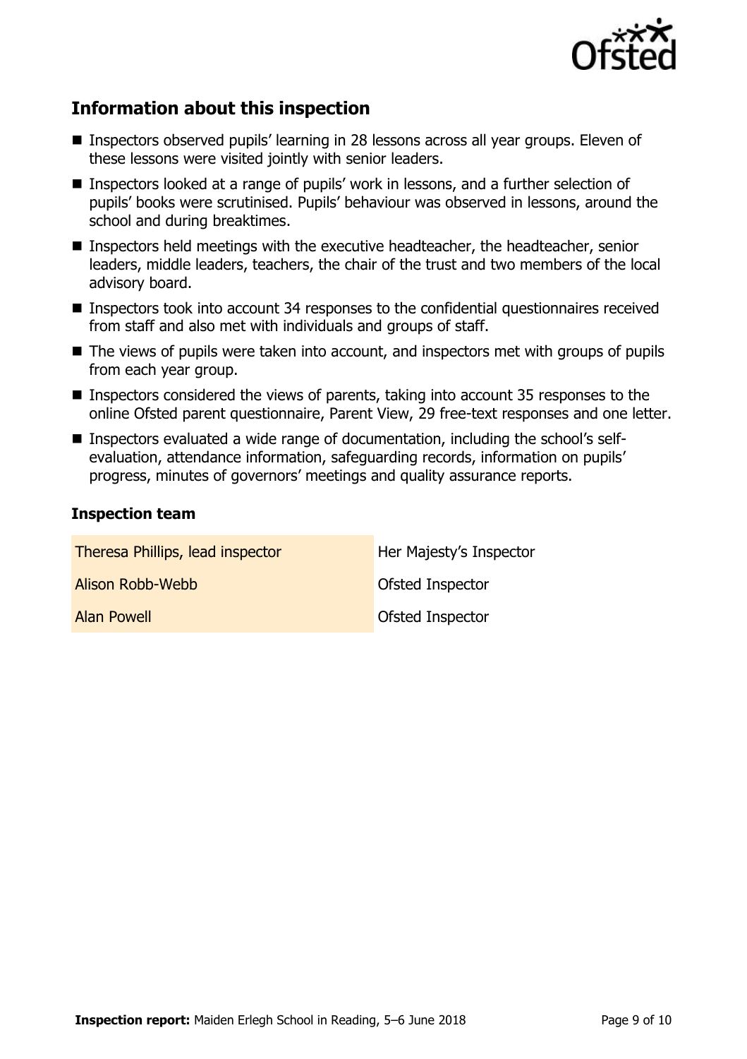## Information about this inspection

- Inspectors observed pupils' learning in 28 lessons across all year groups. Eleven of these lessons were visited jointly with senior leaders.
- Inspectors looked at a range of pupils' work in lessons, and a further selection of pupils' books were scrutinised. Pupils' behaviour was observed in lessons, around the school and during breaktimes.
- Inspectors held meetings with the executive headteacher, the headteacher, senior leaders, middle leaders, teachers, the chair of the trust and two members of the local advisory board.
- Inspectors took into account 34 responses to the confidential questionnaires received from staff and also met with individuals and groups of staff.
- The views of pupils were taken into account, and inspectors met with groups of pupils from each year group.
- Inspectors considered the views of parents, taking into account 35 responses to the online Ofsted parent questionnaire, Parent View, 29 free-text responses and one letter.
- Inspectors evaluated a wide range of documentation, including the school's self-evaluation, attendance information, safeguarding records, information on pupils' progress, minutes of governors' meetings and quality assurance reports.

### Inspection team

| | |
|---|---|
| Theresa Phillips, lead inspector | Her Majesty's Inspector |
| Alison Robb-Webb | Ofsted Inspector |
| Alan Powell | Ofsted Inspector |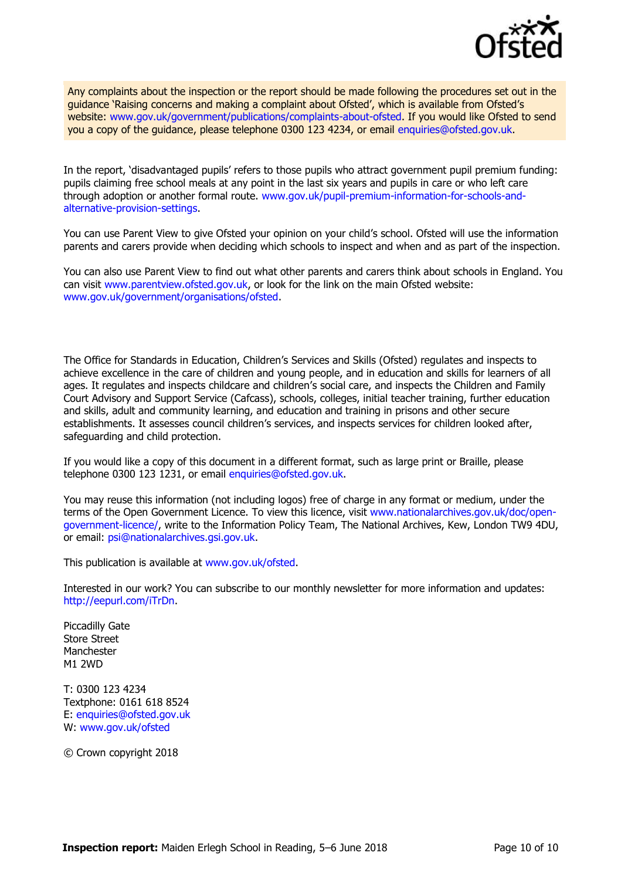Any complaints about the inspection or the report should be made following the procedures set out in the guidance 'Raising concerns and making a complaint about Ofsted', which is available from Ofsted's website: www.gov.uk/government/publications/complaints-about-ofsted. If you would like Ofsted to send you a copy of the guidance, please telephone 0300 123 4234, or email enquiries@ofsted.gov.uk.

In the report, 'disadvantaged pupils' refers to those pupils who attract government pupil premium funding: pupils claiming free school meals at any point in the last six years and pupils in care or who left care through adoption or another formal route. www.gov.uk/pupil-premium-information-for-schools-and-alternative-provision-settings.

You can use Parent View to give Ofsted your opinion on your child's school. Ofsted will use the information parents and carers provide when deciding which schools to inspect and when and as part of the inspection.

You can also use Parent View to find out what other parents and carers think about schools in England. You can visit www.parentview.ofsted.gov.uk, or look for the link on the main Ofsted website: www.gov.uk/government/organisations/ofsted.

The Office for Standards in Education, Children's Services and Skills (Ofsted) regulates and inspects to achieve excellence in the care of children and young people, and in education and skills for learners of all ages. It regulates and inspects childcare and children's social care, and inspects the Children and Family Court Advisory and Support Service (Cafcass), schools, colleges, initial teacher training, further education and skills, adult and community learning, and education and training in prisons and other secure establishments. It assesses council children's services, and inspects services for children looked after, safeguarding and child protection.

If you would like a copy of this document in a different format, such as large print or Braille, please telephone 0300 123 1231, or email enquiries@ofsted.gov.uk.

You may reuse this information (not including logos) free of charge in any format or medium, under the terms of the Open Government Licence. To view this licence, visit www.nationalarchives.gov.uk/doc/open-government-licence/, write to the Information Policy Team, The National Archives, Kew, London TW9 4DU, or email: psi@nationalarchives.gsi.gov.uk.

This publication is available at www.gov.uk/ofsted.

Interested in our work? You can subscribe to our monthly newsletter for more information and updates: http://eepurl.com/iTrDn.

Piccadilly Gate
Store Street
Manchester
M1 2WD

T: 0300 123 4234
Textphone: 0161 618 8524
E: enquiries@ofsted.gov.uk
W: www.gov.uk/ofsted

© Crown copyright 2018